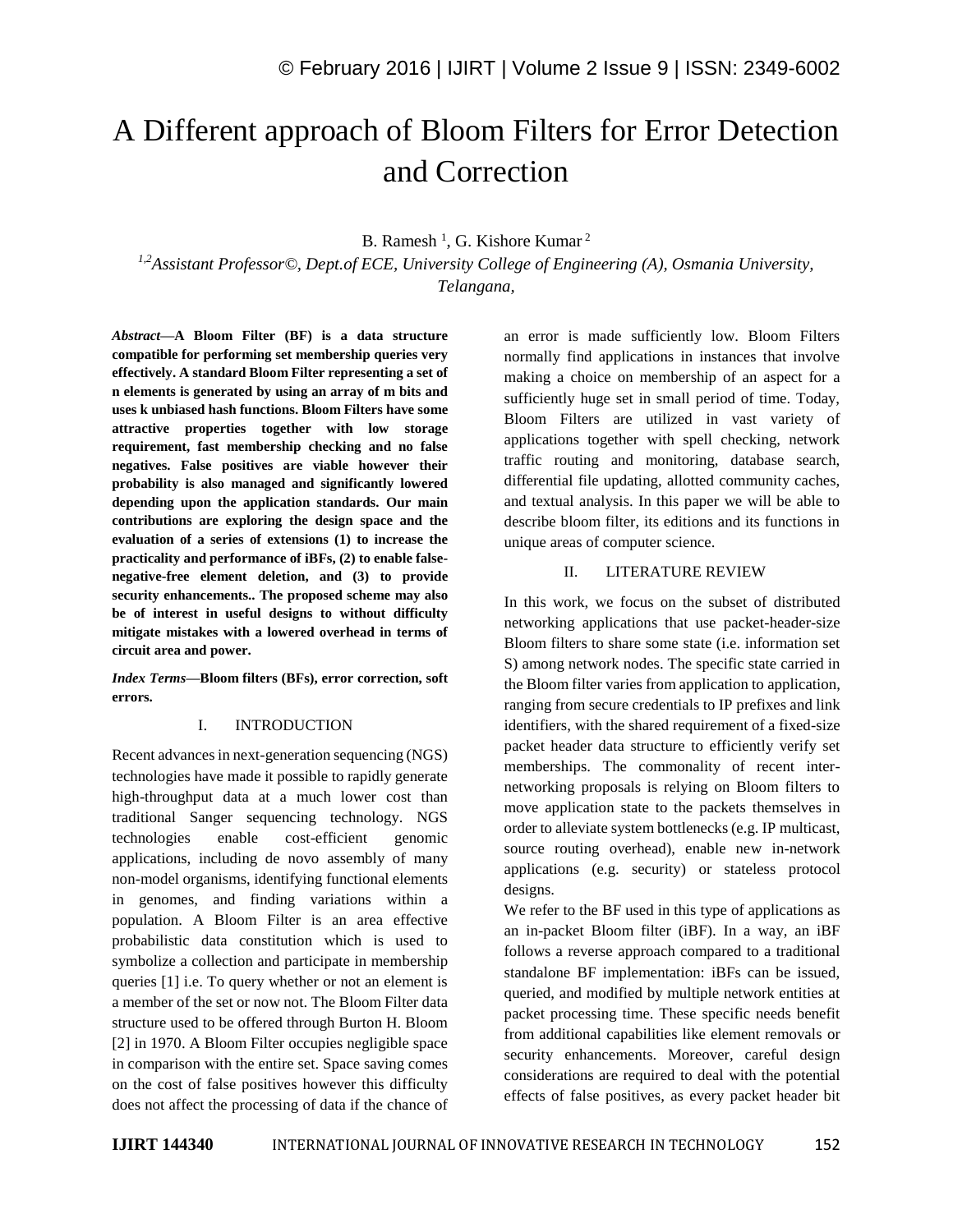# A Different approach of Bloom Filters for Error Detection and Correction

B. Ramesh [1], G. Kishore Kumar [2]

*[1,2]Assistant Professor©, Dept.of ECE, University College of Engineering (A), Osmania University, Telangana,*

***Abstract*—A Bloom Filter (BF) is a data structure compatible for performing set membership queries very effectively. A standard Bloom Filter representing a set of n elements is generated by using an array of m bits and uses k unbiased hash functions. Bloom Filters have some attractive properties together with low storage requirement, fast membership checking and no false negatives. False positives are viable however their probability is also managed and significantly lowered depending upon the application standards. Our main contributions are exploring the design space and the evaluation of a series of extensions (1) to increase the practicality and performance of iBFs, (2) to enable false-negative-free element deletion, and (3) to provide security enhancements.. The proposed scheme may also be of interest in useful designs to without difficulty mitigate mistakes with a lowered overhead in terms of circuit area and power.**

***Index Terms*—Bloom filters (BFs), error correction, soft errors.**

## I. INTRODUCTION

Recent advances in next-generation sequencing (NGS) technologies have made it possible to rapidly generate high-throughput data at a much lower cost than traditional Sanger sequencing technology. NGS technologies enable cost-efficient genomic applications, including de novo assembly of many non-model organisms, identifying functional elements in genomes, and finding variations within a population. A Bloom Filter is an area effective probabilistic data constitution which is used to symbolize a collection and participate in membership queries [1] i.e. To query whether or not an element is a member of the set or now not. The Bloom Filter data structure used to be offered through Burton H. Bloom [2] in 1970. A Bloom Filter occupies negligible space in comparison with the entire set. Space saving comes on the cost of false positives however this difficulty does not affect the processing of data if the chance of an error is made sufficiently low. Bloom Filters normally find applications in instances that involve making a choice on membership of an aspect for a sufficiently huge set in small period of time. Today, Bloom Filters are utilized in vast variety of applications together with spell checking, network traffic routing and monitoring, database search, differential file updating, allotted community caches, and textual analysis. In this paper we will be able to describe bloom filter, its editions and its functions in unique areas of computer science.

## II. LITERATURE REVIEW

In this work, we focus on the subset of distributed networking applications that use packet-header-size Bloom filters to share some state (i.e. information set S) among network nodes. The specific state carried in the Bloom filter varies from application to application, ranging from secure credentials to IP prefixes and link identifiers, with the shared requirement of a fixed-size packet header data structure to efficiently verify set memberships. The commonality of recent inter-networking proposals is relying on Bloom filters to move application state to the packets themselves in order to alleviate system bottlenecks (e.g. IP multicast, source routing overhead), enable new in-network applications (e.g. security) or stateless protocol designs.

We refer to the BF used in this type of applications as an in-packet Bloom filter (iBF). In a way, an iBF follows a reverse approach compared to a traditional standalone BF implementation: iBFs can be issued, queried, and modified by multiple network entities at packet processing time. These specific needs benefit from additional capabilities like element removals or security enhancements. Moreover, careful design considerations are required to deal with the potential effects of false positives, as every packet header bit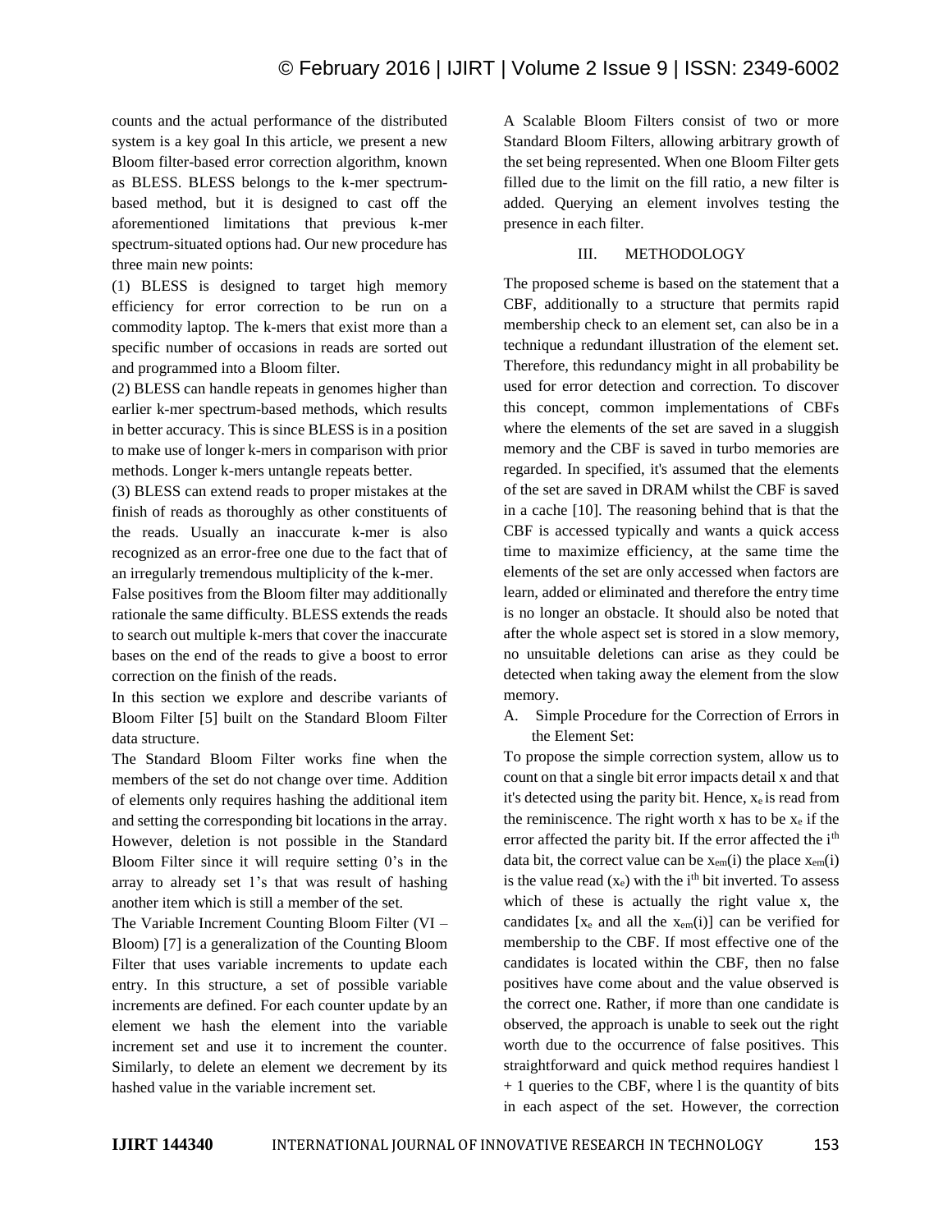counts and the actual performance of the distributed system is a key goal In this article, we present a new Bloom filter-based error correction algorithm, known as BLESS. BLESS belongs to the k-mer spectrum-based method, but it is designed to cast off the aforementioned limitations that previous k-mer spectrum-situated options had. Our new procedure has three main new points:

(1) BLESS is designed to target high memory efficiency for error correction to be run on a commodity laptop. The k-mers that exist more than a specific number of occasions in reads are sorted out and programmed into a Bloom filter.

(2) BLESS can handle repeats in genomes higher than earlier k-mer spectrum-based methods, which results in better accuracy. This is since BLESS is in a position to make use of longer k-mers in comparison with prior methods. Longer k-mers untangle repeats better.

(3) BLESS can extend reads to proper mistakes at the finish of reads as thoroughly as other constituents of the reads. Usually an inaccurate k-mer is also recognized as an error-free one due to the fact that of an irregularly tremendous multiplicity of the k-mer.

False positives from the Bloom filter may additionally rationale the same difficulty. BLESS extends the reads to search out multiple k-mers that cover the inaccurate bases on the end of the reads to give a boost to error correction on the finish of the reads.

In this section we explore and describe variants of Bloom Filter [5] built on the Standard Bloom Filter data structure.

The Standard Bloom Filter works fine when the members of the set do not change over time. Addition of elements only requires hashing the additional item and setting the corresponding bit locations in the array. However, deletion is not possible in the Standard Bloom Filter since it will require setting 0's in the array to already set 1's that was result of hashing another item which is still a member of the set.

The Variable Increment Counting Bloom Filter (VI – Bloom) [7] is a generalization of the Counting Bloom Filter that uses variable increments to update each entry. In this structure, a set of possible variable increments are defined. For each counter update by an element we hash the element into the variable increment set and use it to increment the counter. Similarly, to delete an element we decrement by its hashed value in the variable increment set.

A Scalable Bloom Filters consist of two or more Standard Bloom Filters, allowing arbitrary growth of the set being represented. When one Bloom Filter gets filled due to the limit on the fill ratio, a new filter is added. Querying an element involves testing the presence in each filter.

## III. METHODOLOGY

The proposed scheme is based on the statement that a CBF, additionally to a structure that permits rapid membership check to an element set, can also be in a technique a redundant illustration of the element set. Therefore, this redundancy might in all probability be used for error detection and correction. To discover this concept, common implementations of CBFs where the elements of the set are saved in a sluggish memory and the CBF is saved in turbo memories are regarded. In specified, it's assumed that the elements of the set are saved in DRAM whilst the CBF is saved in a cache [10]. The reasoning behind that is that the CBF is accessed typically and wants a quick access time to maximize efficiency, at the same time the elements of the set are only accessed when factors are learn, added or eliminated and therefore the entry time is no longer an obstacle. It should also be noted that after the whole aspect set is stored in a slow memory, no unsuitable deletions can arise as they could be detected when taking away the element from the slow memory.

### A. Simple Procedure for the Correction of Errors in the Element Set:

To propose the simple correction system, allow us to count on that a single bit error impacts detail x and that it's detected using the parity bit. Hence, $x_e$ is read from the reminiscence. The right worth x has to be $x_e$ if the error affected the parity bit. If the error affected the $i^{th}$ data bit, the correct value can be $x_{em}(i)$ the place $x_{em}(i)$ is the value read ($x_e$) with the $i^{th}$ bit inverted. To assess which of these is actually the right value x, the candidates [$x_e$ and all the $x_{em}(i)$] can be verified for membership to the CBF. If most effective one of the candidates is located within the CBF, then no false positives have come about and the value observed is the correct one. Rather, if more than one candidate is observed, the approach is unable to seek out the right worth due to the occurrence of false positives. This straightforward and quick method requires handiest l + 1 queries to the CBF, where l is the quantity of bits in each aspect of the set. However, the correction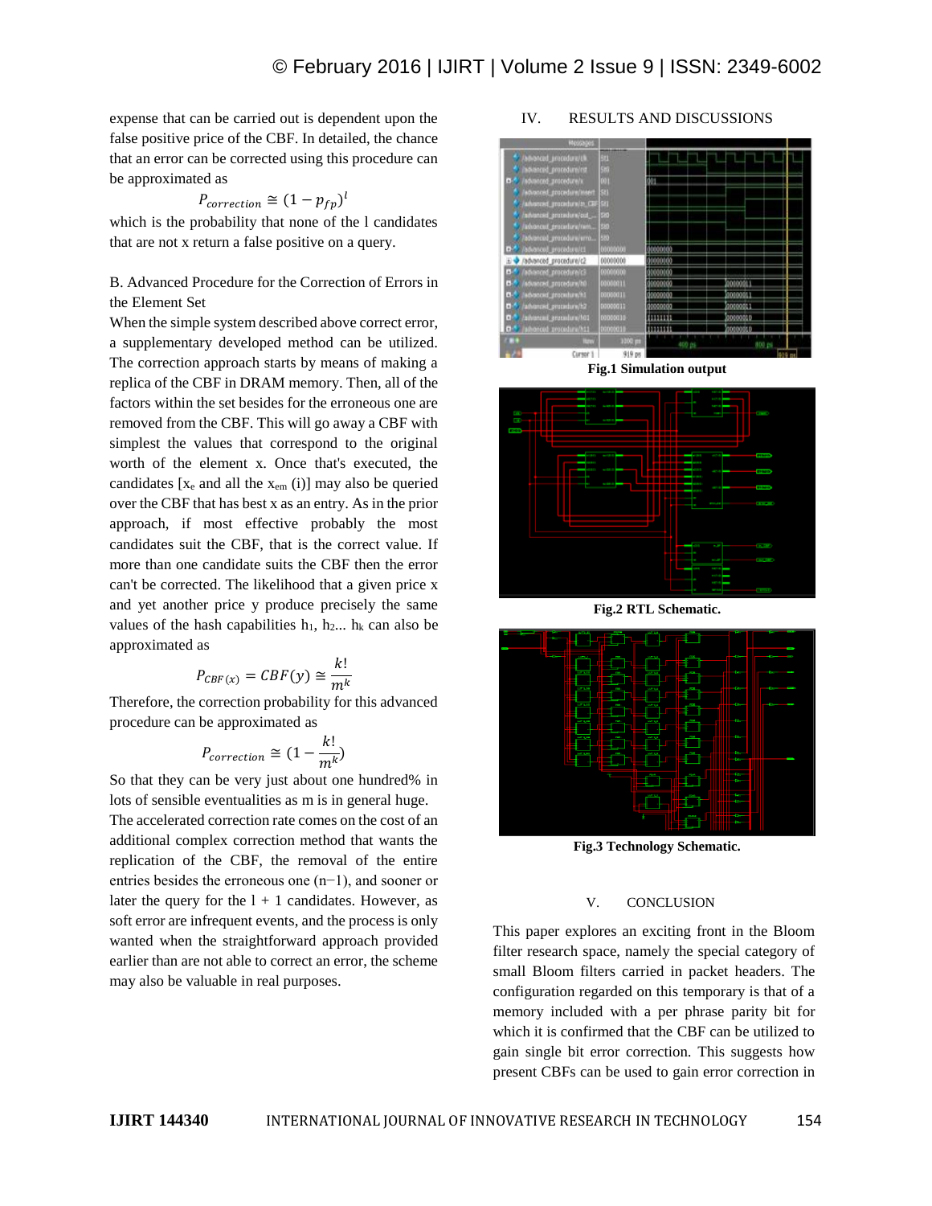expense that can be carried out is dependent upon the false positive price of the CBF. In detailed, the chance that an error can be corrected using this procedure can be approximated as

$$P_{correction} \cong (1 - p_{fp})^{l}$$

which is the probability that none of the l candidates that are not x return a false positive on a query.

B. Advanced Procedure for the Correction of Errors in the Element Set

When the simple system described above correct error, a supplementary developed method can be utilized. The correction approach starts by means of making a replica of the CBF in DRAM memory. Then, all of the factors within the set besides for the erroneous one are removed from the CBF. This will go away a CBF with simplest the values that correspond to the original worth of the element x. Once that's executed, the candidates [$x_e$ and all the $x_{em}$ (i)] may also be queried over the CBF that has best x as an entry. As in the prior approach, if most effective probably the most candidates suit the CBF, that is the correct value. If more than one candidate suits the CBF then the error can't be corrected. The likelihood that a given price x and yet another price y produce precisely the same values of the hash capabilities $h_1$, $h_2$... $h_k$ can also be approximated as

$$P_{CBF(x)} = CBF(y) \cong \frac{k!}{m^{k}}$$

Therefore, the correction probability for this advanced procedure can be approximated as

$$P_{correction} \cong (1 - \frac{k!}{m^{k}})$$

So that they can be very just about one hundred% in lots of sensible eventualities as m is in general huge. The accelerated correction rate comes on the cost of an additional complex correction method that wants the replication of the CBF, the removal of the entire entries besides the erroneous one (n−1), and sooner or later the query for the l + 1 candidates. However, as soft error are infrequent events, and the process is only wanted when the straightforward approach provided earlier than are not able to correct an error, the scheme may also be valuable in real purposes.

## IV. RESULTS AND DISCUSSIONS

**Fig.1 Simulation output**

**Fig.2 RTL Schematic.**

**Fig.3 Technology Schematic.**

## V. CONCLUSION

This paper explores an exciting front in the Bloom filter research space, namely the special category of small Bloom filters carried in packet headers. The configuration regarded on this temporary is that of a memory included with a per phrase parity bit for which it is confirmed that the CBF can be utilized to gain single bit error correction. This suggests how present CBFs can be used to gain error correction in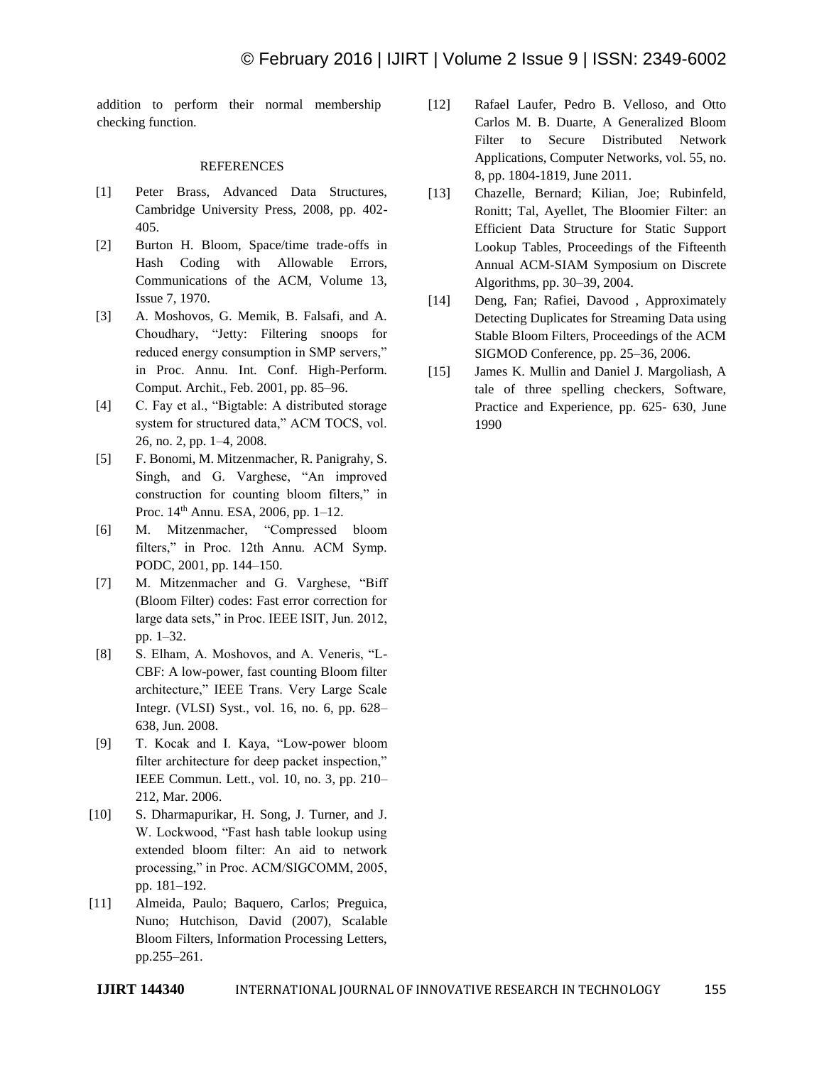addition to perform their normal membership checking function.

## REFERENCES

[1] Peter Brass, Advanced Data Structures, Cambridge University Press, 2008, pp. 402-405.

[2] Burton H. Bloom, Space/time trade-offs in Hash Coding with Allowable Errors, Communications of the ACM, Volume 13, Issue 7, 1970.

[3] A. Moshovos, G. Memik, B. Falsafi, and A. Choudhary, "Jetty: Filtering snoops for reduced energy consumption in SMP servers," in Proc. Annu. Int. Conf. High-Perform. Comput. Archit., Feb. 2001, pp. 85–96.

[4] C. Fay et al., "Bigtable: A distributed storage system for structured data," ACM TOCS, vol. 26, no. 2, pp. 1–4, 2008.

[5] F. Bonomi, M. Mitzenmacher, R. Panigrahy, S. Singh, and G. Varghese, "An improved construction for counting bloom filters," in Proc. 14th Annu. ESA, 2006, pp. 1–12.

[6] M. Mitzenmacher, "Compressed bloom filters," in Proc. 12th Annu. ACM Symp. PODC, 2001, pp. 144–150.

[7] M. Mitzenmacher and G. Varghese, "Biff (Bloom Filter) codes: Fast error correction for large data sets," in Proc. IEEE ISIT, Jun. 2012, pp. 1–32.

[8] S. Elham, A. Moshovos, and A. Veneris, "L-CBF: A low-power, fast counting Bloom filter architecture," IEEE Trans. Very Large Scale Integr. (VLSI) Syst., vol. 16, no. 6, pp. 628–638, Jun. 2008.

[9] T. Kocak and I. Kaya, "Low-power bloom filter architecture for deep packet inspection," IEEE Commun. Lett., vol. 10, no. 3, pp. 210–212, Mar. 2006.

[10] S. Dharmapurikar, H. Song, J. Turner, and J. W. Lockwood, "Fast hash table lookup using extended bloom filter: An aid to network processing," in Proc. ACM/SIGCOMM, 2005, pp. 181–192.

[11] Almeida, Paulo; Baquero, Carlos; Preguica, Nuno; Hutchison, David (2007), Scalable Bloom Filters, Information Processing Letters, pp.255–261.

[12] Rafael Laufer, Pedro B. Velloso, and Otto Carlos M. B. Duarte, A Generalized Bloom Filter to Secure Distributed Network Applications, Computer Networks, vol. 55, no. 8, pp. 1804-1819, June 2011.

[13] Chazelle, Bernard; Kilian, Joe; Rubinfeld, Ronitt; Tal, Ayellet, The Bloomier Filter: an Efficient Data Structure for Static Support Lookup Tables, Proceedings of the Fifteenth Annual ACM-SIAM Symposium on Discrete Algorithms, pp. 30–39, 2004.

[14] Deng, Fan; Rafiei, Davood , Approximately Detecting Duplicates for Streaming Data using Stable Bloom Filters, Proceedings of the ACM SIGMOD Conference, pp. 25–36, 2006.

[15] James K. Mullin and Daniel J. Margoliash, A tale of three spelling checkers, Software, Practice and Experience, pp. 625- 630, June 1990